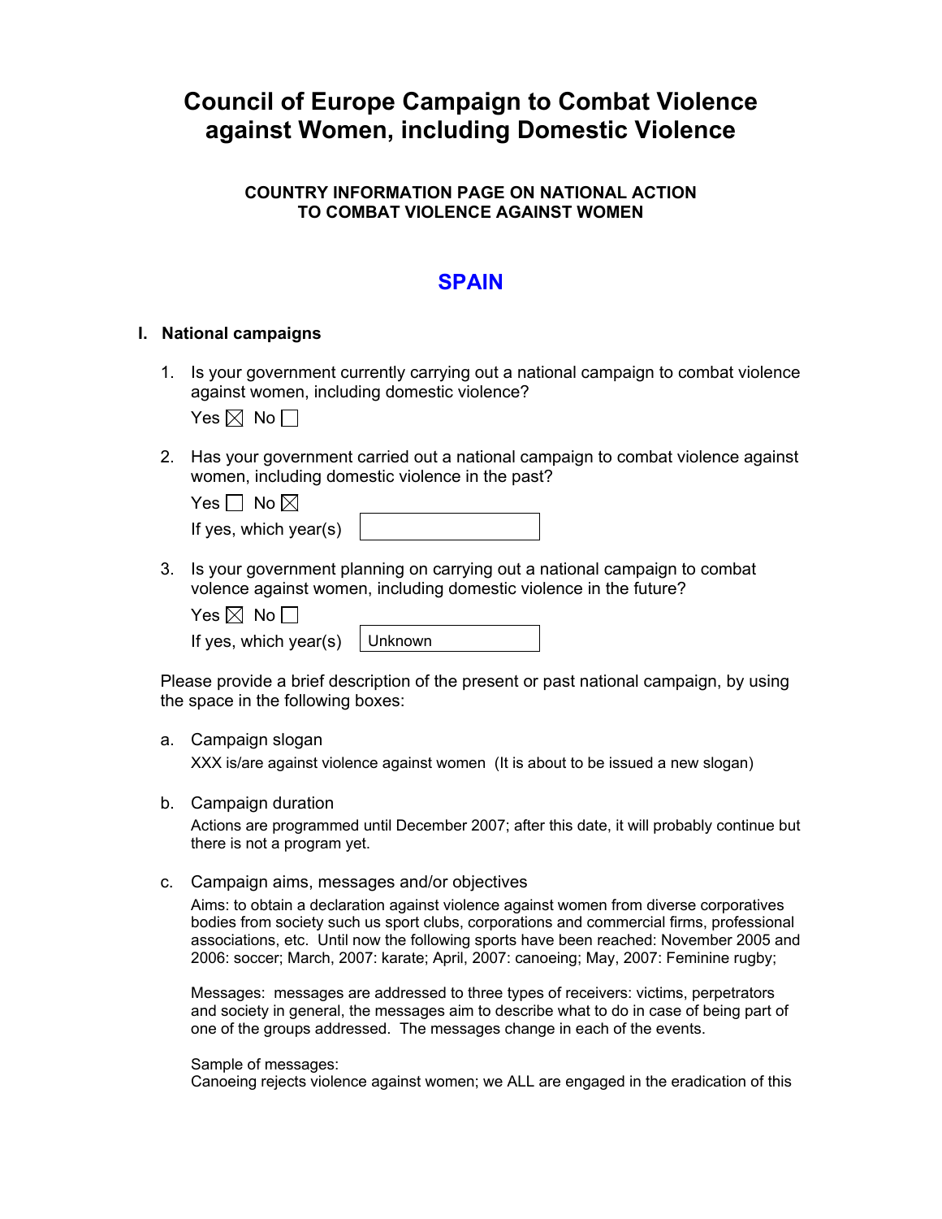// Council of Europe Campaign to Combat Violence against Women, including Domestic Violence

**COUNTRY INFORMATION PAGE ON NATIONAL ACTION TO COMBAT VIOLENCE AGAINST WOMEN**

## SPAIN

### I. National campaigns

1. Is your government currently carrying out a national campaign to combat violence against women, including domestic violence?

   Yes ☒ No ☐

2. Has your government carried out a national campaign to combat violence against women, including domestic violence in the past?

   Yes ☐ No ☒

   If yes, which year(s)

3. Is your government planning on carrying out a national campaign to combat volence against women, including domestic violence in the future?

   Yes ☒ No ☐

   If yes, which year(s) Unknown

Please provide a brief description of the present or past national campaign, by using the space in the following boxes:

a. Campaign slogan

   XXX is/are against violence against women (It is about to be issued a new slogan)

b. Campaign duration

   Actions are programmed until December 2007; after this date, it will probably continue but there is not a program yet.

c. Campaign aims, messages and/or objectives

   Aims: to obtain a declaration against violence against women from diverse corporatives bodies from society such us sport clubs, corporations and commercial firms, professional associations, etc. Until now the following sports have been reached: November 2005 and 2006: soccer; March, 2007: karate; April, 2007: canoeing; May, 2007: Feminine rugby;

   Messages: messages are addressed to three types of receivers: victims, perpetrators and society in general, the messages aim to describe what to do in case of being part of one of the groups addressed. The messages change in each of the events.

   Sample of messages:
   Canoeing rejects violence against women; we ALL are engaged in the eradication of this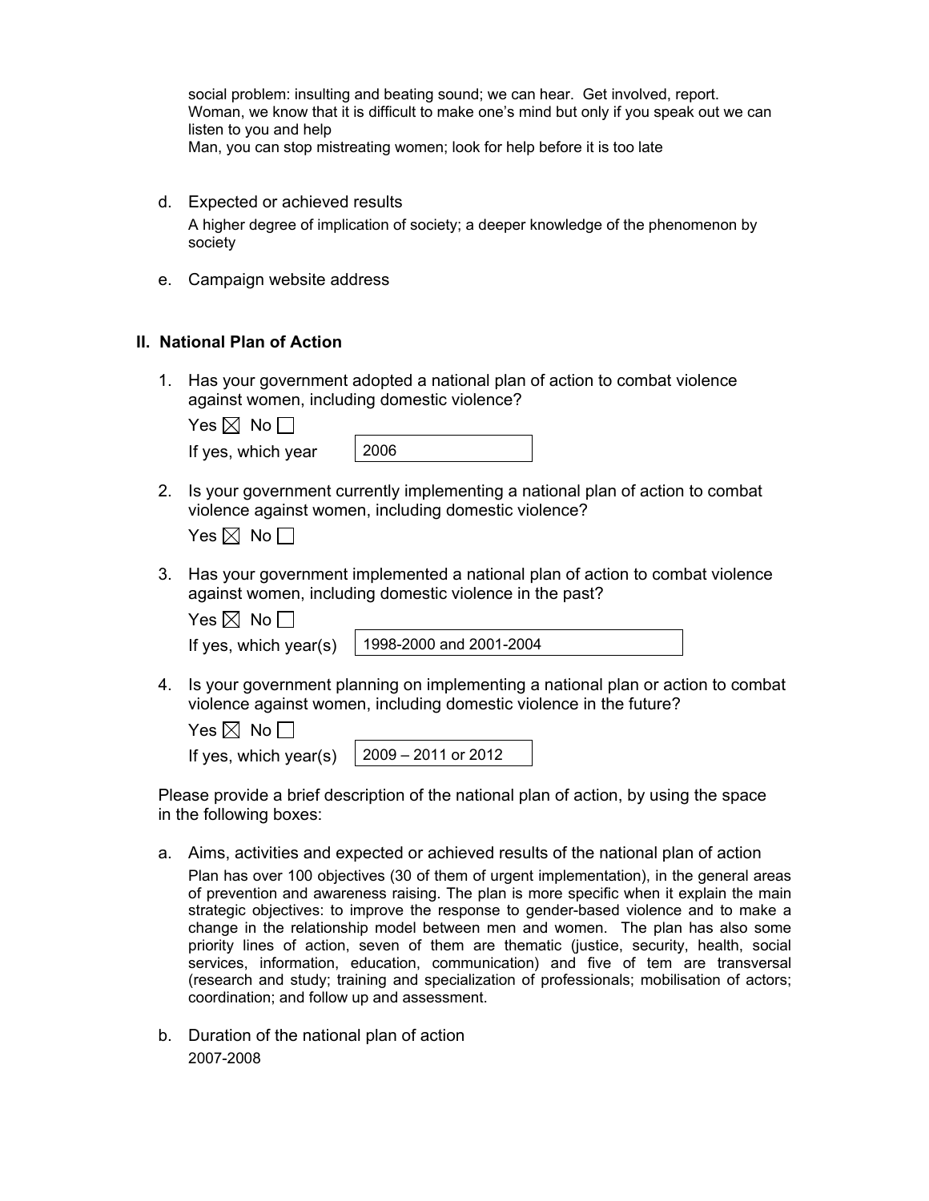social problem: insulting and beating sound; we can hear. Get involved, report.
Woman, we know that it is difficult to make one's mind but only if you speak out we can listen to you and help
Man, you can stop mistreating women; look for help before it is too late

d. Expected or achieved results

A higher degree of implication of society; a deeper knowledge of the phenomenon by society

e. Campaign website address

## II. National Plan of Action

1. Has your government adopted a national plan of action to combat violence against women, including domestic violence?

   Yes ☒ No ☐

   If yes, which year: 2006

2. Is your government currently implementing a national plan of action to combat violence against women, including domestic violence?

   Yes ☒ No ☐

3. Has your government implemented a national plan of action to combat violence against women, including domestic violence in the past?

   Yes ☒ No ☐

   If yes, which year(s): 1998-2000 and 2001-2004

4. Is your government planning on implementing a national plan or action to combat violence against women, including domestic violence in the future?

   Yes ☒ No ☐

   If yes, which year(s): 2009 – 2011 or 2012

Please provide a brief description of the national plan of action, by using the space in the following boxes:

a. Aims, activities and expected or achieved results of the national plan of action

Plan has over 100 objectives (30 of them of urgent implementation), in the general areas of prevention and awareness raising. The plan is more specific when it explain the main strategic objectives: to improve the response to gender-based violence and to make a change in the relationship model between men and women. The plan has also some priority lines of action, seven of them are thematic (justice, security, health, social services, information, education, communication) and five of tem are transversal (research and study; training and specialization of professionals; mobilisation of actors; coordination; and follow up and assessment.

b. Duration of the national plan of action

2007-2008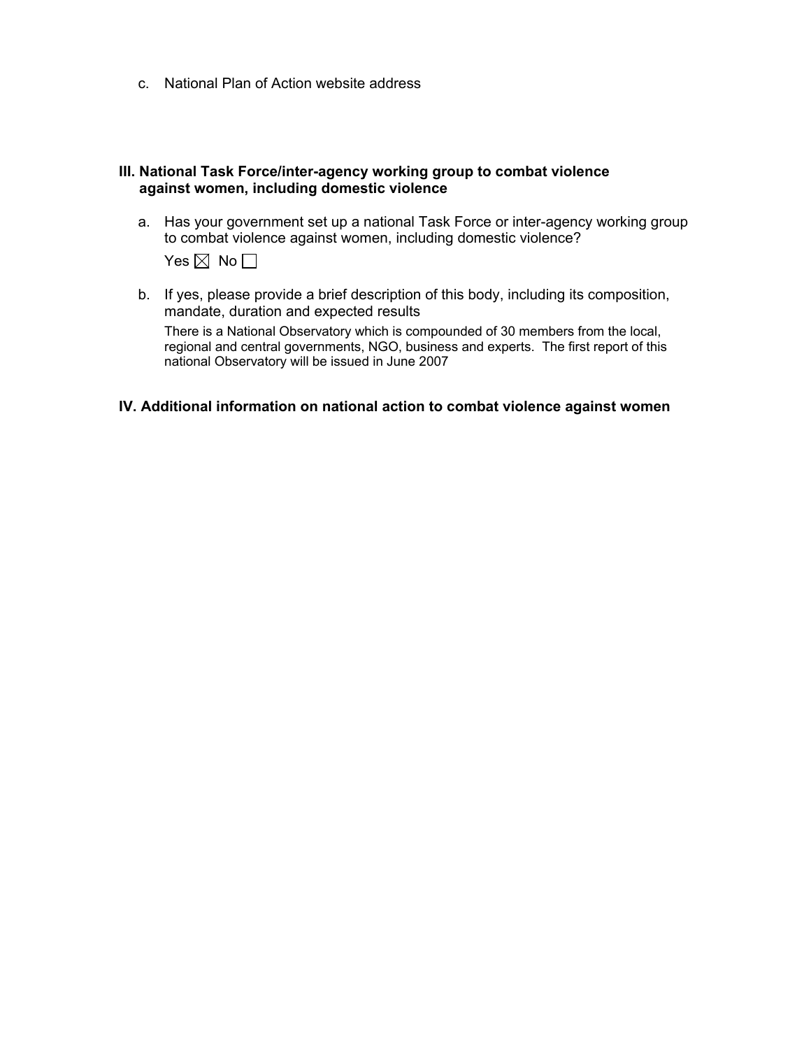c. National Plan of Action website address

### III. National Task Force/inter-agency working group to combat violence against women, including domestic violence

a. Has your government set up a national Task Force or inter-agency working group to combat violence against women, including domestic violence?

Yes ☒ No ☐

b. If yes, please provide a brief description of this body, including its composition, mandate, duration and expected results

There is a National Observatory which is compounded of 30 members from the local, regional and central governments, NGO, business and experts. The first report of this national Observatory will be issued in June 2007

### IV. Additional information on national action to combat violence against women